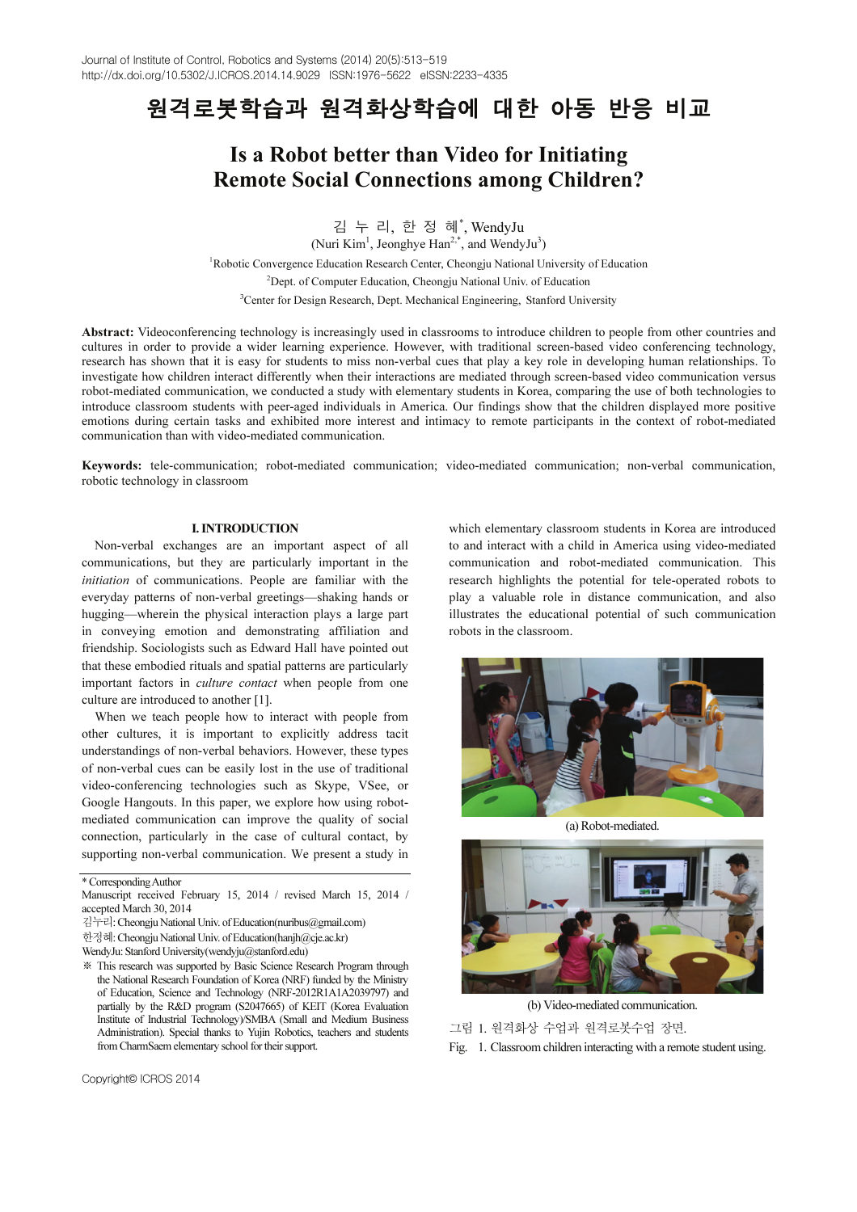# 원격로봇학습과 원격화상학습에 대한 아동 반응 비교

# Is a Robot better than Video for Initiating Remote Social Connections among Children?

김 누 리, 한 정 혜*, WendyJu

(Nuri Kim[1], Jeonghye Han[2,*], and WendyJu[3])

[1]Robotic Convergence Education Research Center, Cheongju National University of Education

[2]Dept. of Computer Education, Cheongju National Univ. of Education

[3]Center for Design Research, Dept. Mechanical Engineering, Stanford University

**Abstract:** Videoconferencing technology is increasingly used in classrooms to introduce children to people from other countries and cultures in order to provide a wider learning experience. However, with traditional screen-based video conferencing technology, research has shown that it is easy for students to miss non-verbal cues that play a key role in developing human relationships. To investigate how children interact differently when their interactions are mediated through screen-based video communication versus robot-mediated communication, we conducted a study with elementary students in Korea, comparing the use of both technologies to introduce classroom students with peer-aged individuals in America. Our findings show that the children displayed more positive emotions during certain tasks and exhibited more interest and intimacy to remote participants in the context of robot-mediated communication than with video-mediated communication.

**Keywords:** tele-communication; robot-mediated communication; video-mediated communication; non-verbal communication, robotic technology in classroom

## I. INTRODUCTION

Non-verbal exchanges are an important aspect of all communications, but they are particularly important in the *initiation* of communications. People are familiar with the everyday patterns of non-verbal greetings—shaking hands or hugging—wherein the physical interaction plays a large part in conveying emotion and demonstrating affiliation and friendship. Sociologists such as Edward Hall have pointed out that these embodied rituals and spatial patterns are particularly important factors in *culture contact* when people from one culture are introduced to another [1].

When we teach people how to interact with people from other cultures, it is important to explicitly address tacit understandings of non-verbal behaviors. However, these types of non-verbal cues can be easily lost in the use of traditional video-conferencing technologies such as Skype, VSee, or Google Hangouts. In this paper, we explore how using robot-mediated communication can improve the quality of social connection, particularly in the case of cultural contact, by supporting non-verbal communication. We present a study in which elementary classroom students in Korea are introduced to and interact with a child in America using video-mediated communication and robot-mediated communication. This research highlights the potential for tele-operated robots to play a valuable role in distance communication, and also illustrates the educational potential of such communication robots in the classroom.

(a) Robot-mediated.

(b) Video-mediated communication.

그림 1. 원격화상 수업과 원격로봇수업 장면.

Fig. 1. Classroom children interacting with a remote student using.

---

\* Corresponding Author

Manuscript received February 15, 2014 / revised March 15, 2014 / accepted March 30, 2014

김누리: Cheongju National Univ. of Education(nuribus@gmail.com)

한정혜: Cheongju National Univ. of Education(hanjh@cje.ac.kr)

WendyJu: Stanford University(wendyju@stanford.edu)

※ This research was supported by Basic Science Research Program through the National Research Foundation of Korea (NRF) funded by the Ministry of Education, Science and Technology (NRF-2012R1A1A2039797) and partially by the R&D program (S2047665) of KEIT (Korea Evaluation Institute of Industrial Technology)/SMBA (Small and Medium Business Administration). Special thanks to Yujin Robotics, teachers and students from CharmSaem elementary school for their support.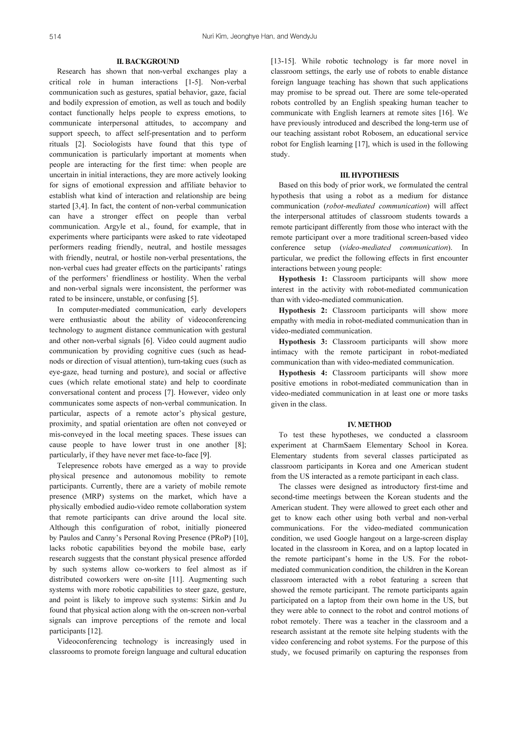## II. BACKGROUND

Research has shown that non-verbal exchanges play a critical role in human interactions [1-5]. Non-verbal communication such as gestures, spatial behavior, gaze, facial and bodily expression of emotion, as well as touch and bodily contact functionally helps people to express emotions, to communicate interpersonal attitudes, to accompany and support speech, to affect self-presentation and to perform rituals [2]. Sociologists have found that this type of communication is particularly important at moments when people are interacting for the first time: when people are uncertain in initial interactions, they are more actively looking for signs of emotional expression and affiliate behavior to establish what kind of interaction and relationship are being started [3,4]. In fact, the content of non-verbal communication can have a stronger effect on people than verbal communication. Argyle et al., found, for example, that in experiments where participants were asked to rate videotaped performers reading friendly, neutral, and hostile messages with friendly, neutral, or hostile non-verbal presentations, the non-verbal cues had greater effects on the participants' ratings of the performers' friendliness or hostility. When the verbal and non-verbal signals were inconsistent, the performer was rated to be insincere, unstable, or confusing [5].

In computer-mediated communication, early developers were enthusiastic about the ability of videoconferencing technology to augment distance communication with gestural and other non-verbal signals [6]. Video could augment audio communication by providing cognitive cues (such as head-nods or direction of visual attention), turn-taking cues (such as eye-gaze, head turning and posture), and social or affective cues (which relate emotional state) and help to coordinate conversational content and process [7]. However, video only communicates some aspects of non-verbal communication. In particular, aspects of a remote actor's physical gesture, proximity, and spatial orientation are often not conveyed or mis-conveyed in the local meeting spaces. These issues can cause people to have lower trust in one another [8]; particularly, if they have never met face-to-face [9].

Telepresence robots have emerged as a way to provide physical presence and autonomous mobility to remote participants. Currently, there are a variety of mobile remote presence (MRP) systems on the market, which have a physically embodied audio-video remote collaboration system that remote participants can drive around the local site. Although this configuration of robot, initially pioneered by Paulos and Canny's Personal Roving Presence (PRoP) [10], lacks robotic capabilities beyond the mobile base, early research suggests that the constant physical presence afforded by such systems allow co-workers to feel almost as if distributed coworkers were on-site [11]. Augmenting such systems with more robotic capabilities to steer gaze, gesture, and point is likely to improve such systems: Sirkin and Ju found that physical action along with the on-screen non-verbal signals can improve perceptions of the remote and local participants [12].

Videoconferencing technology is increasingly used in classrooms to promote foreign language and cultural education [13-15]. While robotic technology is far more novel in classroom settings, the early use of robots to enable distance foreign language teaching has shown that such applications may promise to be spread out. There are some tele-operated robots controlled by an English speaking human teacher to communicate with English learners at remote sites [16]. We have previously introduced and described the long-term use of our teaching assistant robot Robosem, an educational service robot for English learning [17], which is used in the following study.

## III. HYPOTHESIS

Based on this body of prior work, we formulated the central hypothesis that using a robot as a medium for distance communication (*robot-mediated communication*) will affect the interpersonal attitudes of classroom students towards a remote participant differently from those who interact with the remote participant over a more traditional screen-based video conference setup (*video-mediated communication*). In particular, we predict the following effects in first encounter interactions between young people:

**Hypothesis 1:** Classroom participants will show more interest in the activity with robot-mediated communication than with video-mediated communication.

**Hypothesis 2:** Classroom participants will show more empathy with media in robot-mediated communication than in video-mediated communication.

**Hypothesis 3:** Classroom participants will show more intimacy with the remote participant in robot-mediated communication than with video-mediated communication.

**Hypothesis 4:** Classroom participants will show more positive emotions in robot-mediated communication than in video-mediated communication in at least one or more tasks given in the class.

## IV. METHOD

To test these hypotheses, we conducted a classroom experiment at CharmSaem Elementary School in Korea. Elementary students from several classes participated as classroom participants in Korea and one American student from the US interacted as a remote participant in each class.

The classes were designed as introductory first-time and second-time meetings between the Korean students and the American student. They were allowed to greet each other and get to know each other using both verbal and non-verbal communications. For the video-mediated communication condition, we used Google hangout on a large-screen display located in the classroom in Korea, and on a laptop located in the remote participant's home in the US. For the robot-mediated communication condition, the children in the Korean classroom interacted with a robot featuring a screen that showed the remote participant. The remote participants again participated on a laptop from their own home in the US, but they were able to connect to the robot and control motions of robot remotely. There was a teacher in the classroom and a research assistant at the remote site helping students with the video conferencing and robot systems. For the purpose of this study, we focused primarily on capturing the responses from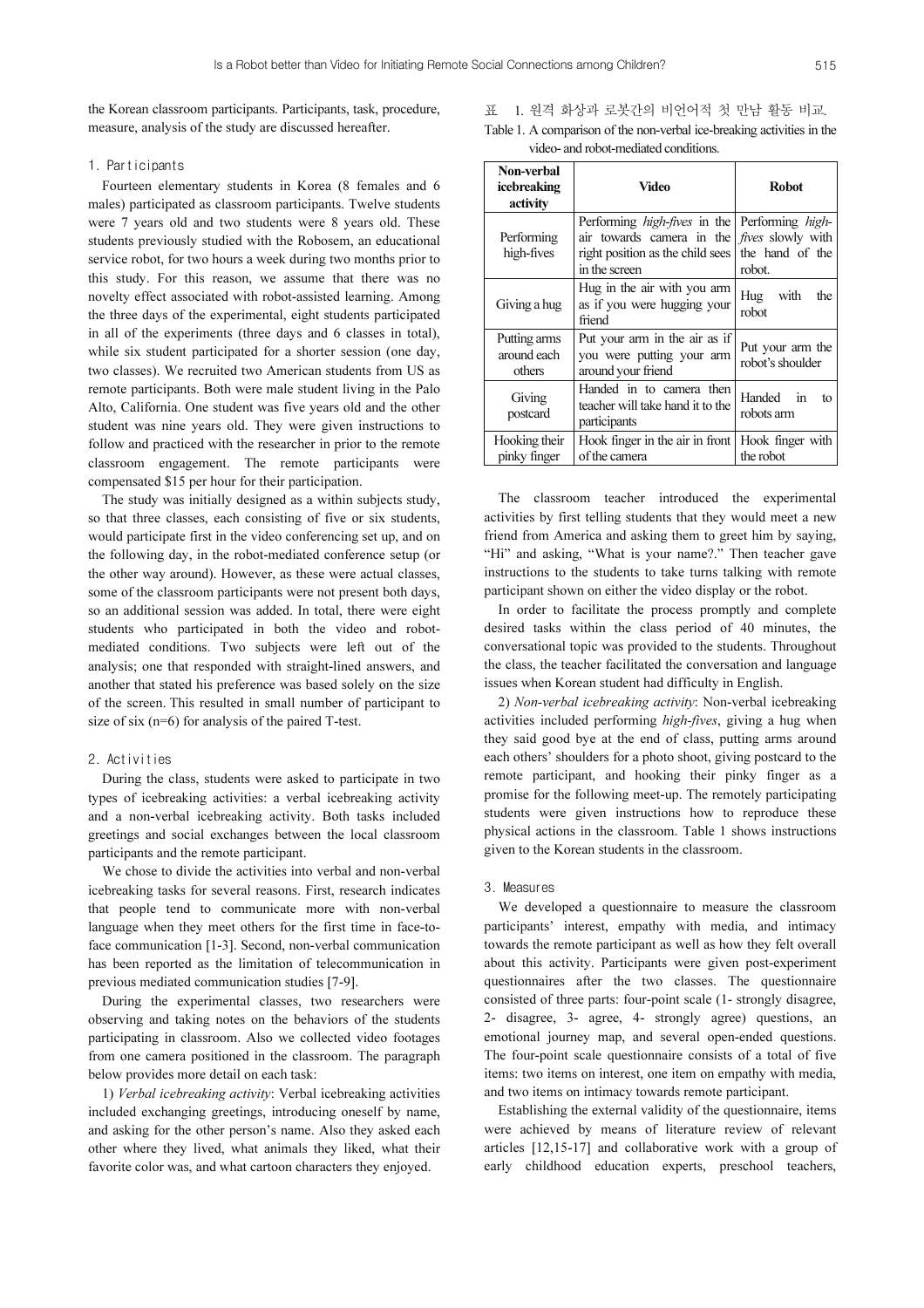the Korean classroom participants. Participants, task, procedure, measure, analysis of the study are discussed hereafter.

### 1. Participants

Fourteen elementary students in Korea (8 females and 6 males) participated as classroom participants. Twelve students were 7 years old and two students were 8 years old. These students previously studied with the Robosem, an educational service robot, for two hours a week during two months prior to this study. For this reason, we assume that there was no novelty effect associated with robot-assisted learning. Among the three days of the experimental, eight students participated in all of the experiments (three days and 6 classes in total), while six student participated for a shorter session (one day, two classes). We recruited two American students from US as remote participants. Both were male student living in the Palo Alto, California. One student was five years old and the other student was nine years old. They were given instructions to follow and practiced with the researcher in prior to the remote classroom engagement. The remote participants were compensated $15 per hour for their participation.

The study was initially designed as a within subjects study, so that three classes, each consisting of five or six students, would participate first in the video conferencing set up, and on the following day, in the robot-mediated conference setup (or the other way around). However, as these were actual classes, some of the classroom participants were not present both days, so an additional session was added. In total, there were eight students who participated in both the video and robot-mediated conditions. Two subjects were left out of the analysis; one that responded with straight-lined answers, and another that stated his preference was based solely on the size of the screen. This resulted in small number of participant to size of six (n=6) for analysis of the paired T-test.

### 2. Activities

During the class, students were asked to participate in two types of icebreaking activities: a verbal icebreaking activity and a non-verbal icebreaking activity. Both tasks included greetings and social exchanges between the local classroom participants and the remote participant.

We chose to divide the activities into verbal and non-verbal icebreaking tasks for several reasons. First, research indicates that people tend to communicate more with non-verbal language when they meet others for the first time in face-to-face communication [1-3]. Second, non-verbal communication has been reported as the limitation of telecommunication in previous mediated communication studies [7-9].

During the experimental classes, two researchers were observing and taking notes on the behaviors of the students participating in classroom. Also we collected video footages from one camera positioned in the classroom. The paragraph below provides more detail on each task:

1) *Verbal icebreaking activity*: Verbal icebreaking activities included exchanging greetings, introducing oneself by name, and asking for the other person's name. Also they asked each other where they lived, what animals they liked, what their favorite color was, and what cartoon characters they enjoyed.

표 1. 원격 화상과 로봇간의 비언어적 첫 만남 활동 비교.

Table 1. A comparison of the non-verbal ice-breaking activities in the video- and robot-mediated conditions.

| Non-verbal icebreaking activity | Video | Robot |
|---|---|---|
| Performing high-fives | Performing *high-fives* in the air towards camera in the right position as the child sees in the screen | Performing *high-fives* slowly with the hand of the robot. |
| Giving a hug | Hug in the air with you arm as if you were hugging your friend | Hug with the robot |
| Putting arms around each others | Put your arm in the air as if you were putting your arm around your friend | Put your arm the robot's shoulder |
| Giving postcard | Handed in to camera then teacher will take hand it to the participants | Handed in to robots arm |
| Hooking their pinky finger | Hook finger in the air in front of the camera | Hook finger with the robot |

The classroom teacher introduced the experimental activities by first telling students that they would meet a new friend from America and asking them to greet him by saying, "Hi" and asking, "What is your name?." Then teacher gave instructions to the students to take turns talking with remote participant shown on either the video display or the robot.

In order to facilitate the process promptly and complete desired tasks within the class period of 40 minutes, the conversational topic was provided to the students. Throughout the class, the teacher facilitated the conversation and language issues when Korean student had difficulty in English.

2) *Non-verbal icebreaking activity*: Non-verbal icebreaking activities included performing *high-fives*, giving a hug when they said good bye at the end of class, putting arms around each others' shoulders for a photo shoot, giving postcard to the remote participant, and hooking their pinky finger as a promise for the following meet-up. The remotely participating students were given instructions how to reproduce these physical actions in the classroom. Table 1 shows instructions given to the Korean students in the classroom.

### 3. Measures

We developed a questionnaire to measure the classroom participants' interest, empathy with media, and intimacy towards the remote participant as well as how they felt overall about this activity. Participants were given post-experiment questionnaires after the two classes. The questionnaire consisted of three parts: four-point scale (1- strongly disagree, 2- disagree, 3- agree, 4- strongly agree) questions, an emotional journey map, and several open-ended questions. The four-point scale questionnaire consists of a total of five items: two items on interest, one item on empathy with media, and two items on intimacy towards remote participant.

Establishing the external validity of the questionnaire, items were achieved by means of literature review of relevant articles [12,15-17] and collaborative work with a group of early childhood education experts, preschool teachers,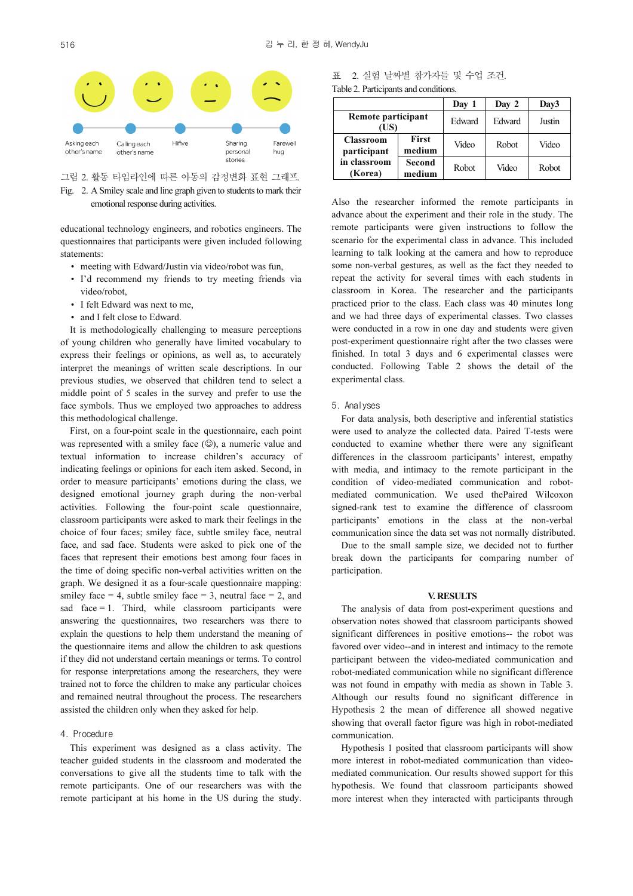그림 2. 활동 타임라인에 따른 아동의 감정변화 표현 그래프.

Fig. 2. A Smiley scale and line graph given to students to mark their emotional response during activities.

educational technology engineers, and robotics engineers. The questionnaires that participants were given included following statements:

- meeting with Edward/Justin via video/robot was fun,
- I'd recommend my friends to try meeting friends via video/robot,
- I felt Edward was next to me,
- and I felt close to Edward.

It is methodologically challenging to measure perceptions of young children who generally have limited vocabulary to express their feelings or opinions, as well as, to accurately interpret the meanings of written scale descriptions. In our previous studies, we observed that children tend to select a middle point of 5 scales in the survey and prefer to use the face symbols. Thus we employed two approaches to address this methodological challenge.

First, on a four-point scale in the questionnaire, each point was represented with a smiley face (☺), a numeric value and textual information to increase children's accuracy of indicating feelings or opinions for each item asked. Second, in order to measure participants' emotions during the class, we designed emotional journey graph during the non-verbal activities. Following the four-point questionnaire, classroom participants were asked to mark their feelings in the choice of four faces; smiley face, subtle smiley face, neutral face, and sad face. Students were asked to pick one of the faces that represent their emotions best among four faces in the time of doing specific non-verbal activities written on the graph. We designed it as a four-scale questionnaire mapping: smiley face = 4, subtle smiley face = 3, neutral face = 2, and sad face = 1. Third, while classroom participants were answering the questionnaires, two researchers was there to explain the questions to help them understand the meaning of the questionnaire items and allow the children to ask questions if they did not understand certain meanings or terms. To control for response interpretations among the researchers, they were trained not to force the children to make any particular choices and remained neutral throughout the process. The researchers assisted the children only when they asked for help.

### 4. Procedure

This experiment was designed as a class activity. The teacher guided students in the classroom and moderated the conversations to give all the students time to talk with the remote participants. One of our researchers was with the remote participant at his home in the US during the study.

표 2. 실험 날짜별 참가자들 및 수업 조건.

Table 2. Participants and conditions.

| | | Day 1 | Day 2 | Day3 |
|---|---|---|---|---|
| Remote participant (US) | | Edward | Edward | Justin |
| Classroom participant in classroom (Korea) | First medium | Video | Robot | Video |
| | Second medium | Robot | Video | Robot |

Also the researcher informed the remote participants in advance about the experiment and their role in the study. The remote participants were given instructions to follow the scenario for the experimental class in advance. This included learning to talk looking at the camera and how to reproduce some non-verbal gestures, as well as the fact they needed to repeat the activity for several times with each students in classroom in Korea. The researcher and the participants practiced prior to the class. Each class was 40 minutes long and we had three days of experimental classes. Two classes were conducted in a row in one day and students were given post-experiment questionnaire right after the two classes were finished. In total 3 days and 6 experimental classes were conducted. Following Table 2 shows the detail of the experimental class.

### 5. Analyses

For data analysis, both descriptive and inferential statistics were used to analyze the collected data. Paired T-tests were conducted to examine whether there were any significant differences in the classroom participants' interest, empathy with media, and intimacy to the remote participant in the condition of video-mediated communication and robot-mediated communication. We used thePaired Wilcoxon signed-rank test to examine the difference of classroom participants' emotions in the class at the non-verbal communication since the data set was not normally distributed.

Due to the small sample size, we decided not to further break down the participants for comparing number of participation.

## V. RESULTS

The analysis of data from post-experiment questions and observation notes showed that classroom participants showed significant differences in positive emotions-- the robot was favored over video--and in interest and intimacy to the remote participant between the video-mediated communication and robot-mediated communication while no significant difference was not found in empathy with media as shown in Table 3. Although our results found no significant difference in Hypothesis 2 the mean of difference all showed negative showing that overall factor figure was high in robot-mediated communication.

Hypothesis 1 posited that classroom participants will show more interest in robot-mediated communication than video-mediated communication. Our results showed support for this hypothesis. We found that classroom participants showed more interest when they interacted with participants through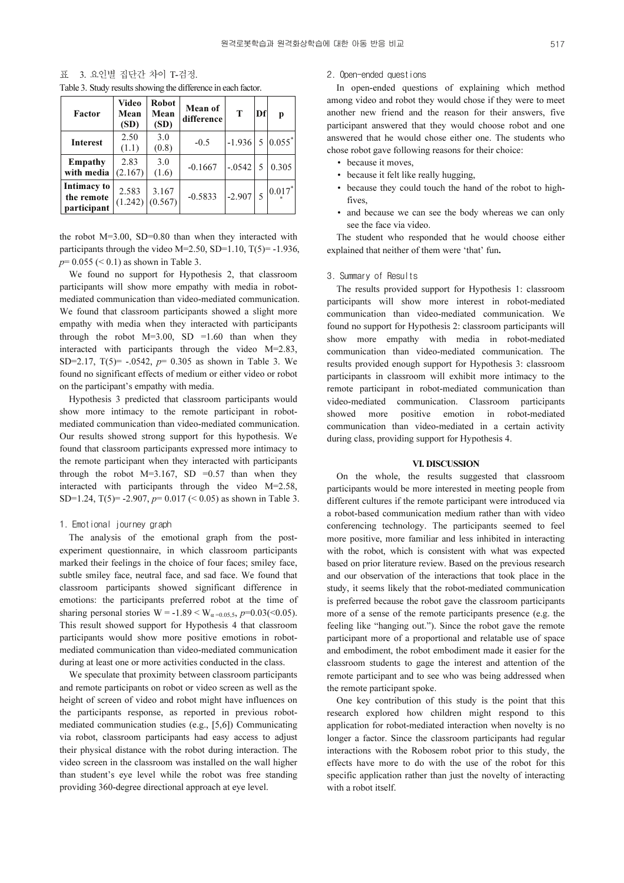표 3. 요인별 집단간 차이 T-검정.

Table 3. Study results showing the difference in each factor.

| Factor | Video Mean (SD) | Robot Mean (SD) | Mean of difference | T | Df | p |
|---|---|---|---|---|---|---|
| **Interest** | 2.50 (1.1) | 3.0 (0.8) | -0.5 | -1.936 | 5 | 0.055* |
| **Empathy with media** | 2.83 (2.167) | 3.0 (1.6) | -0.1667 | -.0542 | 5 | 0.305 |
| **Intimacy to the remote participant** | 2.583 (1.242) | 3.167 (0.567) | -0.5833 | -2.907 | 5 | 0.017** |

the robot M=3.00, SD=0.80 than when they interacted with participants through the video M=2.50, SD=1.10, T(5)= -1.936, $p$= 0.055 (< 0.1) as shown in Table 3.

We found no support for Hypothesis 2, that classroom participants will show more empathy with media in robot-mediated communication than video-mediated communication. We found that classroom participants showed a slight more empathy with media when they interacted with participants through the robot M=3.00, SD =1.60 than when they interacted with participants through the video M=2.83, SD=2.17, T(5)= -.0542, $p$= 0.305 as shown in Table 3. We found no significant effects of medium or either video or robot on the participant's empathy with media.

Hypothesis 3 predicted that classroom participants would show more intimacy to the remote participant in robot-mediated communication than video-mediated communication. Our results showed strong support for this hypothesis. We found that classroom participants expressed more intimacy to the remote participant when they interacted with participants through the robot M=3.167, SD =0.57 than when they interacted with participants through the video M=2.58, SD=1.24, T(5)= -2.907, $p$= 0.017 (< 0.05) as shown in Table 3.

### 1. Emotional journey graph

The analysis of the emotional graph from the post-experiment questionnaire, in which classroom participants marked their feelings in the choice of four faces; smiley face, subtle smiley face, neutral face, and sad face. We found that classroom participants showed significant difference in emotions: the participants preferred robot at the time of sharing personal stories $W = -1.89 < W_{\alpha=0.05,5}$, $p$=0.03(<0.05). This result showed support for Hypothesis 4 that classroom participants would show more positive emotions in robot-mediated communication than video-mediated communication during at least one or more activities conducted in the class.

We speculate that proximity between classroom participants and remote participants on robot or video screen as well as the height of screen of video and robot might have influences on the participants response, as reported in previous robot-mediated communication studies (e.g., [5,6]) Communicating via robot, classroom participants had easy access to adjust their physical distance with the robot during interaction. The video screen in the classroom was installed on the wall higher than student's eye level while the robot was free standing providing 360-degree directional approach at eye level.

### 2. Open-ended questions

In open-ended questions of explaining which method among video and robot they would chose if they were to meet another new friend and the reason for their answers, five participant answered that they would choose robot and one answered that he would chose either one. The students who chose robot gave following reasons for their choice:

- because it moves,
- because it felt like really hugging,
- because they could touch the hand of the robot to high-fives,
- and because we can see the body whereas we can only see the face via video.

The student who responded that he would choose either explained that neither of them were 'that' fun**.**

### 3. Summary of Results

The results provided support for Hypothesis 1: classroom participants will show more interest in robot-mediated communication than video-mediated communication. We found no support for Hypothesis 2: classroom participants will show more empathy with media in robot-mediated communication than video-mediated communication. The results provided enough support for Hypothesis 3: classroom participants in classroom will exhibit more intimacy to the remote participant in robot-mediated communication than video-mediated communication. Classroom participants showed more positive emotion in robot-mediated communication than video-mediated in a certain activity during class, providing support for Hypothesis 4.

## VI. DISCUSSION

On the whole, the results suggested that classroom participants would be more interested in meeting people from different cultures if the remote participant were introduced via a robot-based communication medium rather than with video conferencing technology. The participants seemed to feel more positive, more familiar and less inhibited in interacting with the robot, which is consistent with what was expected based on prior literature review. Based on the previous research and our observation of the interactions that took place in the study, it seems likely that the robot-mediated communication is preferred because the robot gave the classroom participants more of a sense of the remote participants presence (e.g. the feeling like "hanging out."). Since the robot gave the remote participant more of a proportional and relatable use of space and embodiment, the robot embodiment made it easier for the classroom students to gage the interest and attention of the remote participant and to see who was being addressed when the remote participant spoke.

One key contribution of this study is the point that this research explored how children might respond to this application for robot-mediated interaction when novelty is no longer a factor. Since the classroom participants had regular interactions with the Robosem robot prior to this study, the effects have more to do with the use of the robot for this specific application rather than just the novelty of interacting with a robot itself.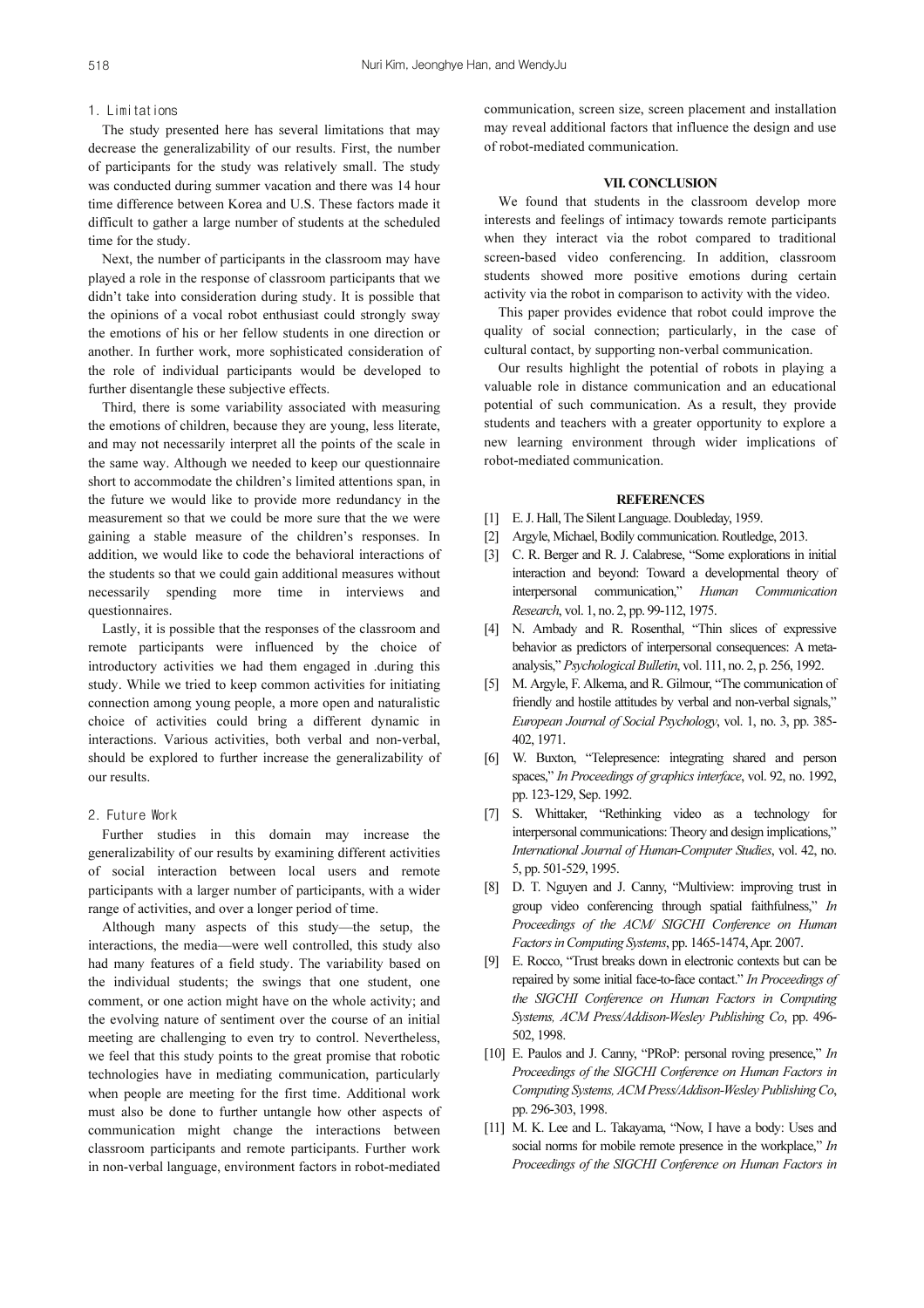### 1. Limitations

The study presented here has several limitations that may decrease the generalizability of our results. First, the number of participants for the study was relatively small. The study was conducted during summer vacation and there was 14 hour time difference between Korea and U.S. These factors made it difficult to gather a large number of students at the scheduled time for the study.

Next, the number of participants in the classroom may have played a role in the response of classroom participants that we didn't take into consideration during study. It is possible that the opinions of a vocal robot enthusiast could strongly sway the emotions of his or her fellow students in one direction or another. In further work, more sophisticated consideration of the role of individual participants would be developed to further disentangle these subjective effects.

Third, there is some variability associated with measuring the emotions of children, because they are young, less literate, and may not necessarily interpret all the points of the scale in the same way. Although we needed to keep our questionnaire short to accommodate the children's limited attentions span, in the future we would like to provide more redundancy in the measurement so that we could be more sure that the we were gaining a stable measure of the children's responses. In addition, we would like to code the behavioral interactions of the students so that we could gain additional measures without necessarily spending more time in interviews and questionnaires.

Lastly, it is possible that the responses of the classroom and remote participants were influenced by the choice of introductory activities we had them engaged in .during this study. While we tried to keep common activities for initiating connection among young people, a more open and naturalistic choice of activities could bring a different dynamic in interactions. Various activities, both verbal and non-verbal, should be explored to further increase the generalizability of our results.

### 2. Future Work

Further studies in this domain may increase the generalizability of our results by examining different activities of social interaction between local users and remote participants with a larger number of participants, with a wider range of activities, and over a longer period of time.

Although many aspects of this study—the setup, the interactions, the media—were well controlled, this study also had many features of a field study. The variability based on the individual students; the swings that one student, one comment, or one action might have on the whole activity; and the evolving nature of sentiment over the course of an initial meeting are challenging to even try to control. Nevertheless, we feel that this study points to the great promise that robotic technologies have in mediating communication, particularly when people are meeting for the first time. Additional work must also be done to further untangle how other aspects of communication might change the interactions between classroom participants and remote participants. Further work in non-verbal language, environment factors in robot-mediated communication, screen size, screen placement and installation may reveal additional factors that influence the design and use of robot-mediated communication.

## VII. CONCLUSION

We found that students in the classroom develop more interests and feelings of intimacy towards remote participants when they interact via the robot compared to traditional screen-based video conferencing. In addition, classroom students showed more positive emotions during certain activity via the robot in comparison to activity with the video.

This paper provides evidence that robot could improve the quality of social connection; particularly, in the case of cultural contact, by supporting non-verbal communication.

Our results highlight the potential of robots in playing a valuable role in distance communication and an educational potential of such communication. As a result, they provide students and teachers with a greater opportunity to explore a new learning environment through wider implications of robot-mediated communication.

## REFERENCES

[1] E. J. Hall, The Silent Language. Doubleday, 1959.

[2] Argyle, Michael, Bodily communication. Routledge, 2013.

[3] C. R. Berger and R. J. Calabrese, "Some explorations in initial interaction and beyond: Toward a developmental theory of interpersonal communication," *Human Communication Research*, vol. 1, no. 2, pp. 99-112, 1975.

[4] N. Ambady and R. Rosenthal, "Thin slices of expressive behavior as predictors of interpersonal consequences: A meta-analysis," *Psychological Bulletin*, vol. 111, no. 2, p. 256, 1992.

[5] M. Argyle, F. Alkema, and R. Gilmour, "The communication of friendly and hostile attitudes by verbal and non-verbal signals," *European Journal of Social Psychology*, vol. 1, no. 3, pp. 385-402, 1971.

[6] W. Buxton, "Telepresence: integrating shared and person spaces," *In Proceedings of graphics interface*, vol. 92, no. 1992, pp. 123-129, Sep. 1992.

[7] S. Whittaker, "Rethinking video as a technology for interpersonal communications: Theory and design implications," *International Journal of Human-Computer Studies*, vol. 42, no. 5, pp. 501-529, 1995.

[8] D. T. Nguyen and J. Canny, "Multiview: improving trust in group video conferencing through spatial faithfulness," *In Proceedings of the ACM/ SIGCHI Conference on Human Factors in Computing Systems*, pp. 1465-1474, Apr. 2007.

[9] E. Rocco, "Trust breaks down in electronic contexts but can be repaired by some initial face-to-face contact." *In Proceedings of the SIGCHI Conference on Human Factors in Computing Systems, ACM Press/Addison-Wesley Publishing Co*, pp. 496-502, 1998.

[10] E. Paulos and J. Canny, "PRoP: personal roving presence," *In Proceedings of the SIGCHI Conference on Human Factors in Computing Systems, ACM Press/Addison-Wesley Publishing Co*, pp. 296-303, 1998.

[11] M. K. Lee and L. Takayama, "Now, I have a body: Uses and social norms for mobile remote presence in the workplace," *In Proceedings of the SIGCHI Conference on Human Factors in*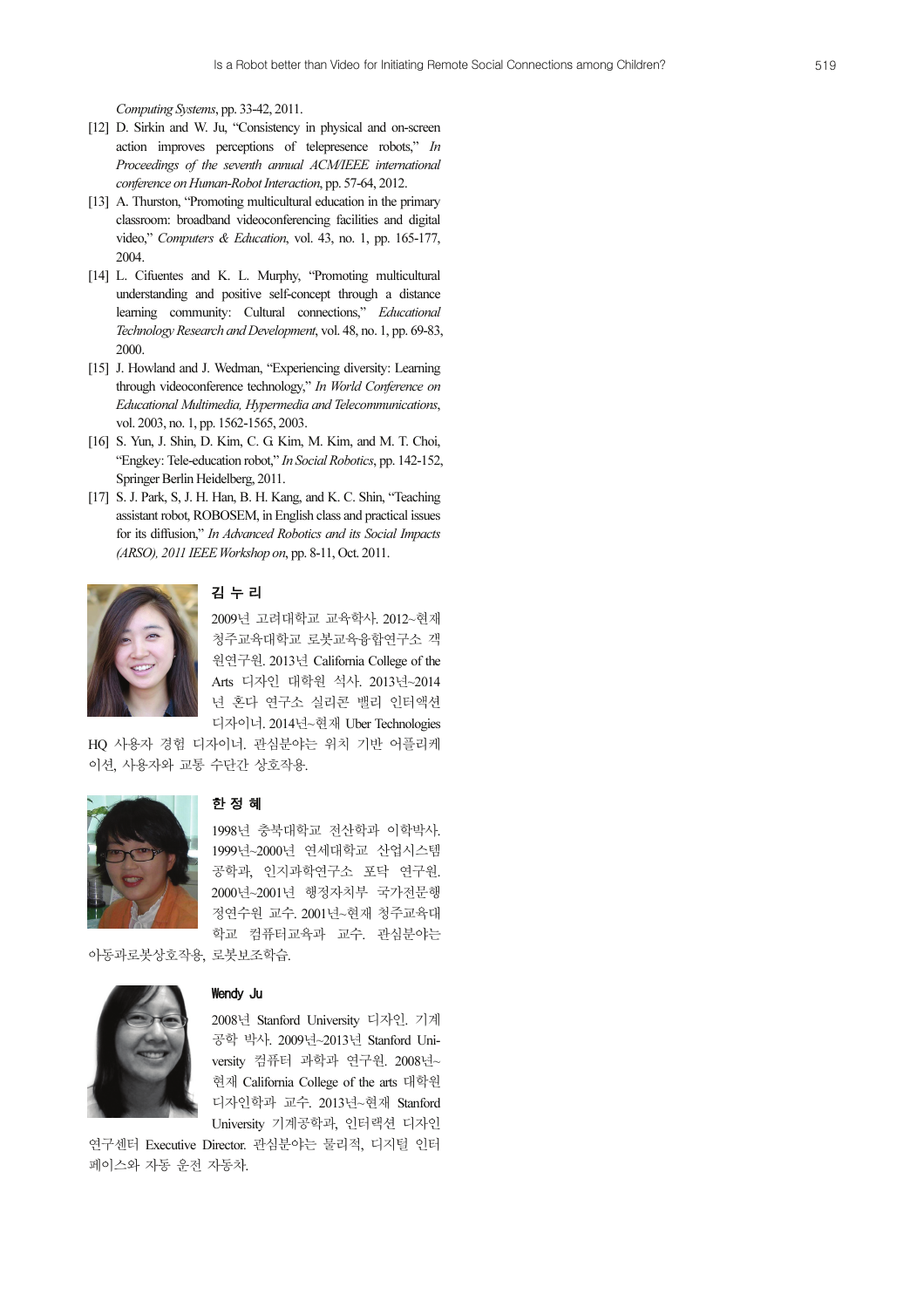*Computing Systems*, pp. 33-42, 2011.

[12] D. Sirkin and W. Ju, "Consistency in physical and on-screen action improves perceptions of telepresence robots," *In Proceedings of the seventh annual ACM/IEEE international conference on Human-Robot Interaction*, pp. 57-64, 2012.

[13] A. Thurston, "Promoting multicultural education in the primary classroom: broadband videoconferencing facilities and digital video," *Computers & Education*, vol. 43, no. 1, pp. 165-177, 2004.

[14] L. Cifuentes and K. L. Murphy, "Promoting multicultural understanding and positive self-concept through a distance learning community: Cultural connections," *Educational Technology Research and Development*, vol. 48, no. 1, pp. 69-83, 2000.

[15] J. Howland and J. Wedman, "Experiencing diversity: Learning through videoconference technology," *In World Conference on Educational Multimedia, Hypermedia and Telecommunications*, vol. 2003, no. 1, pp. 1562-1565, 2003.

[16] S. Yun, J. Shin, D. Kim, C. G. Kim, M. Kim, and M. T. Choi, "Engkey: Tele-education robot," *In Social Robotics*, pp. 142-152, Springer Berlin Heidelberg, 2011.

[17] S. J. Park, S, J. H. Han, B. H. Kang, and K. C. Shin, "Teaching assistant robot, ROBOSEM, in English class and practical issues for its diffusion," *In Advanced Robotics and its Social Impacts (ARSO), 2011 IEEE Workshop on*, pp. 8-11, Oct. 2011.

**김 누 리**

2009년 고려대학교 교육학사. 2012~현재 청주교육대학교 로봇교육융합연구소 객원연구원. 2013년 California College of the Arts 디자인 대학원 석사. 2013년~2014년 혼다 연구소 실리콘 밸리 인터액션 디자이너. 2014년~현재 Uber Technologies HQ 사용자 경험 디자이너. 관심분야는 위치 기반 어플리케이션, 사용자와 교통 수단간 상호작용.

**한 정 혜**

1998년 충북대학교 전산학과 이학박사. 1999년~2000년 연세대학교 산업시스템공학과, 인지과학연구소 포닥 연구원. 2000년~2001년 행정자치부 국가전문행정연수원 교수. 2001년~현재 청주교육대학교 컴퓨터교육과 교수. 관심분야는 아동과로봇상호작용, 로봇보조학습.

**Wendy Ju**

2008년 Stanford University 디자인. 기계공학 박사. 2009년~2013년 Stanford University 컴퓨터 과학과 연구원. 2008년~현재 California College of the arts 대학원 디자인학과 교수. 2013년~현재 Stanford University 기계공학과, 인터랙션 디자인 연구센터 Executive Director. 관심분야는 물리적, 디지털 인터페이스와 자동 운전 자동차.